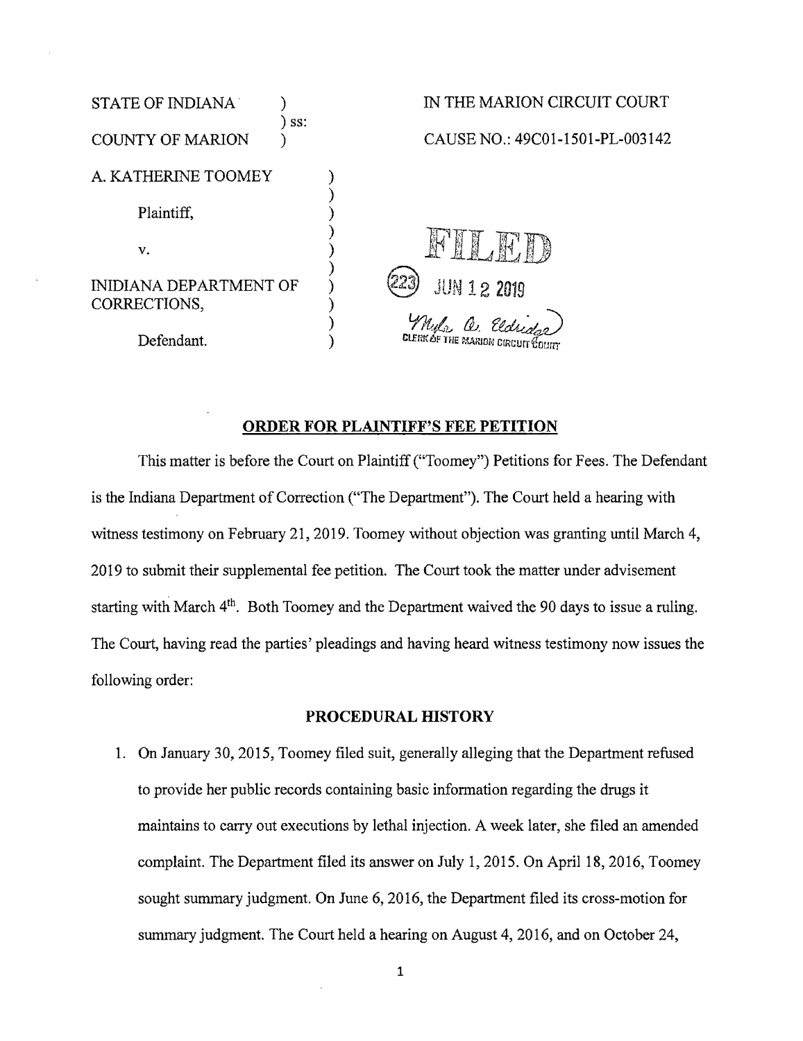STATE OF INDIANA ) ss: COUNTY OF MARION )

IN THE MARION CIRCUIT COURT

CAUSE NO.: 49C01-1501-PL-003142

A. KATHERINE TOOMEY

Plaintiff,

v.

INDIANA DEPARTMENT OF CORRECTIONS,

Defendant.

FILED
(223) JUN 12 2019
Myla A. Eldridge
CLERK OF THE MARION CIRCUIT COURT

## ORDER FOR PLAINTIFF'S FEE PETITION

This matter is before the Court on Plaintiff ("Toomey") Petitions for Fees. The Defendant is the Indiana Department of Correction ("The Department"). The Court held a hearing with witness testimony on February 21, 2019. Toomey without objection was granting until March 4, 2019 to submit their supplemental fee petition. The Court took the matter under advisement starting with March 4th. Both Toomey and the Department waived the 90 days to issue a ruling. The Court, having read the parties' pleadings and having heard witness testimony now issues the following order:

## PROCEDURAL HISTORY

1. On January 30, 2015, Toomey filed suit, generally alleging that the Department refused to provide her public records containing basic information regarding the drugs it maintains to carry out executions by lethal injection. A week later, she filed an amended complaint. The Department filed its answer on July 1, 2015. On April 18, 2016, Toomey sought summary judgment. On June 6, 2016, the Department filed its cross-motion for summary judgment. The Court held a hearing on August 4, 2016, and on October 24,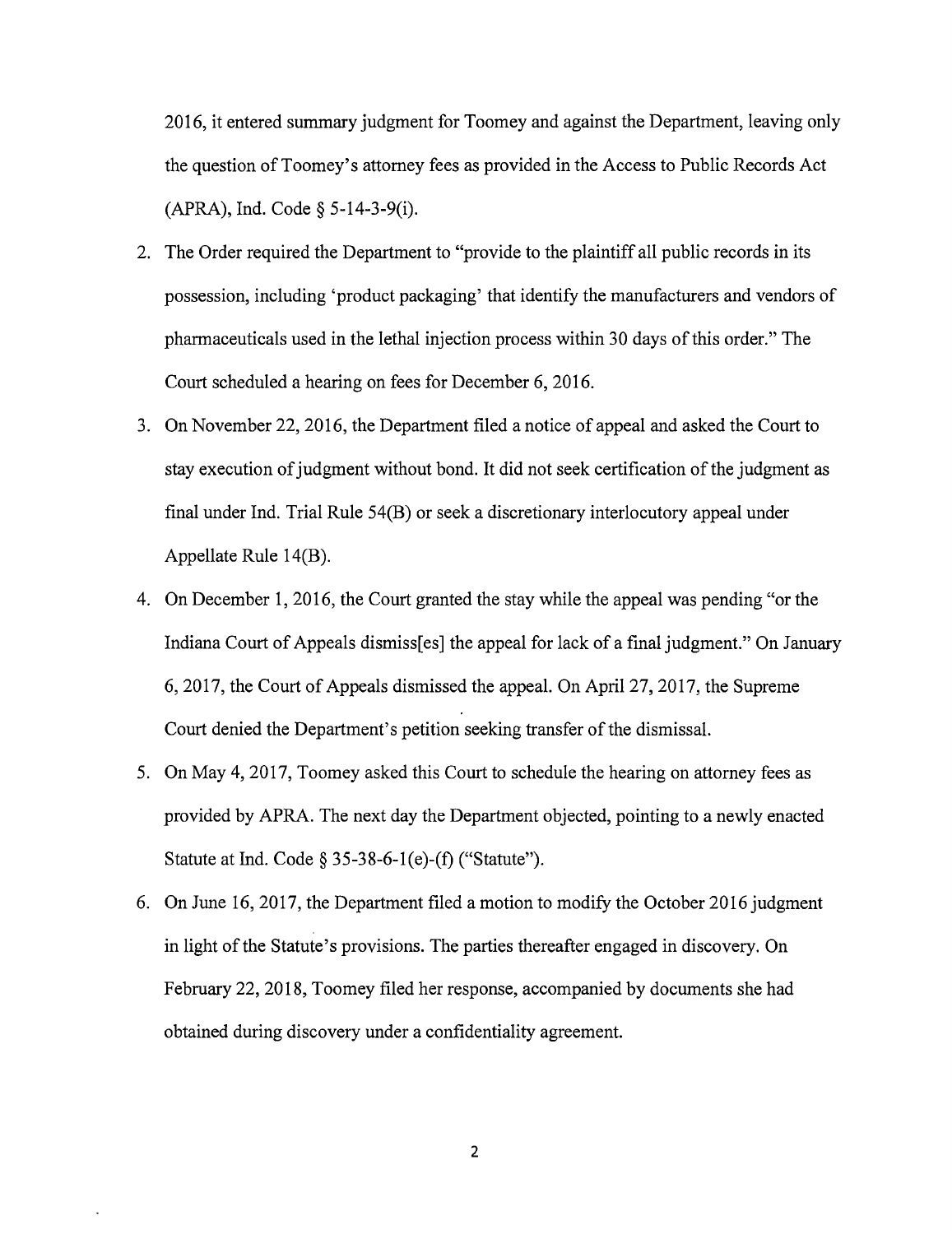2016, it entered summary judgment for Toomey and against the Department, leaving only the question of Toomey's attorney fees as provided in the Access to Public Records Act (APRA), Ind. Code § 5-14-3-9(i).

2. The Order required the Department to "provide to the plaintiff all public records in its possession, including 'product packaging' that identify the manufacturers and vendors of pharmaceuticals used in the lethal injection process within 30 days of this order." The Court scheduled a hearing on fees for December 6, 2016.

3. On November 22, 2016, the Department filed a notice of appeal and asked the Court to stay execution of judgment without bond. It did not seek certification of the judgment as final under Ind. Trial Rule 54(B) or seek a discretionary interlocutory appeal under Appellate Rule 14(B).

4. On December 1, 2016, the Court granted the stay while the appeal was pending "or the Indiana Court of Appeals dismiss[es] the appeal for lack of a final judgment." On January 6, 2017, the Court of Appeals dismissed the appeal. On April 27, 2017, the Supreme Court denied the Department's petition seeking transfer of the dismissal.

5. On May 4, 2017, Toomey asked this Court to schedule the hearing on attorney fees as provided by APRA. The next day the Department objected, pointing to a newly enacted Statute at Ind. Code § 35-38-6-1(e)-(f) ("Statute").

6. On June 16, 2017, the Department filed a motion to modify the October 2016 judgment in light of the Statute's provisions. The parties thereafter engaged in discovery. On February 22, 2018, Toomey filed her response, accompanied by documents she had obtained during discovery under a confidentiality agreement.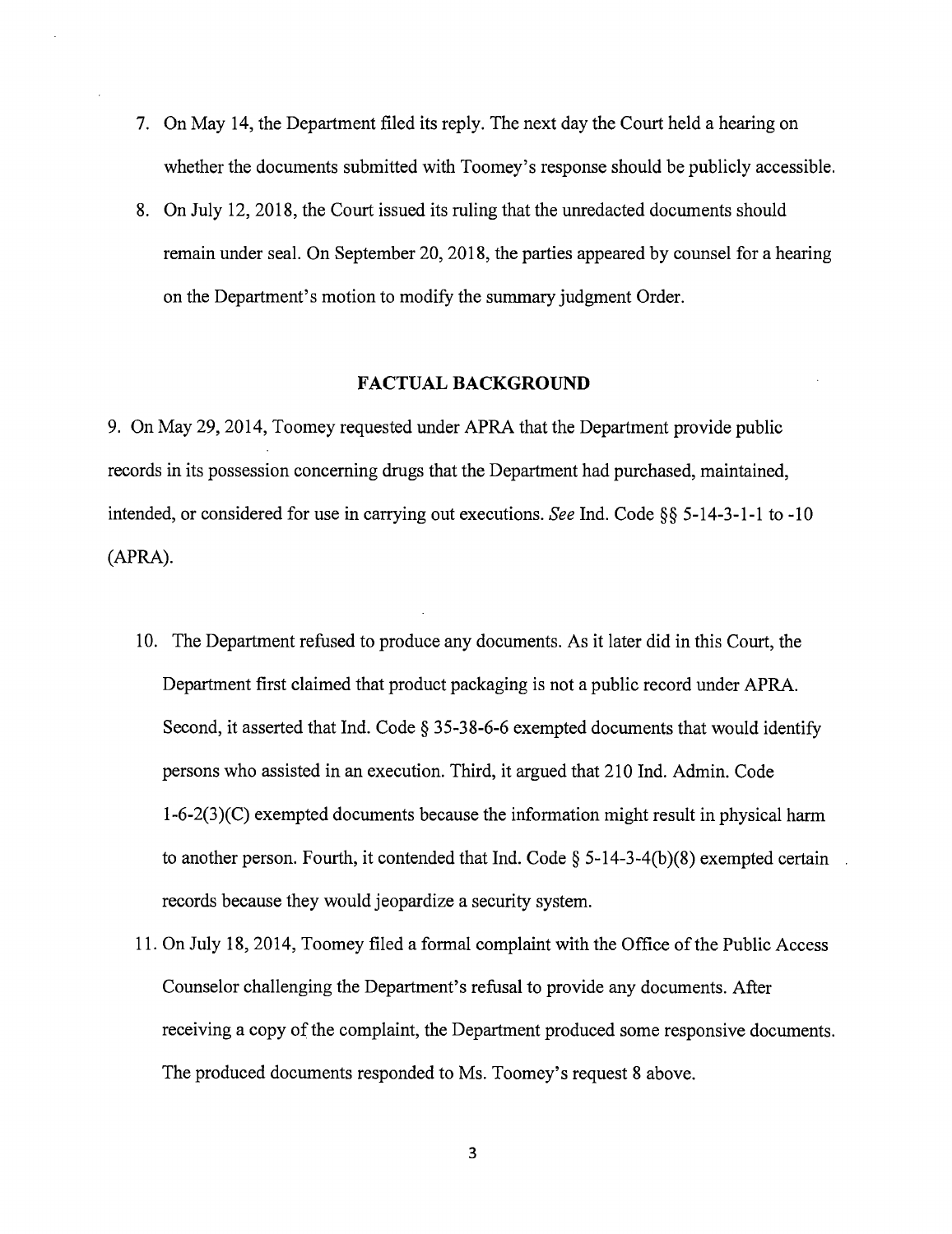7. On May 14, the Department filed its reply. The next day the Court held a hearing on whether the documents submitted with Toomey's response should be publicly accessible.

8. On July 12, 2018, the Court issued its ruling that the unredacted documents should remain under seal. On September 20, 2018, the parties appeared by counsel for a hearing on the Department's motion to modify the summary judgment Order.

## FACTUAL BACKGROUND

9. On May 29, 2014, Toomey requested under APRA that the Department provide public records in its possession concerning drugs that the Department had purchased, maintained, intended, or considered for use in carrying out executions. *See* Ind. Code §§ 5-14-3-1-1 to -10 (APRA).

10. The Department refused to produce any documents. As it later did in this Court, the Department first claimed that product packaging is not a public record under APRA. Second, it asserted that Ind. Code § 35-38-6-6 exempted documents that would identify persons who assisted in an execution. Third, it argued that 210 Ind. Admin. Code 1-6-2(3)(C) exempted documents because the information might result in physical harm to another person. Fourth, it contended that Ind. Code § 5-14-3-4(b)(8) exempted certain records because they would jeopardize a security system.

11. On July 18, 2014, Toomey filed a formal complaint with the Office of the Public Access Counselor challenging the Department's refusal to provide any documents. After receiving a copy of the complaint, the Department produced some responsive documents. The produced documents responded to Ms. Toomey's request 8 above.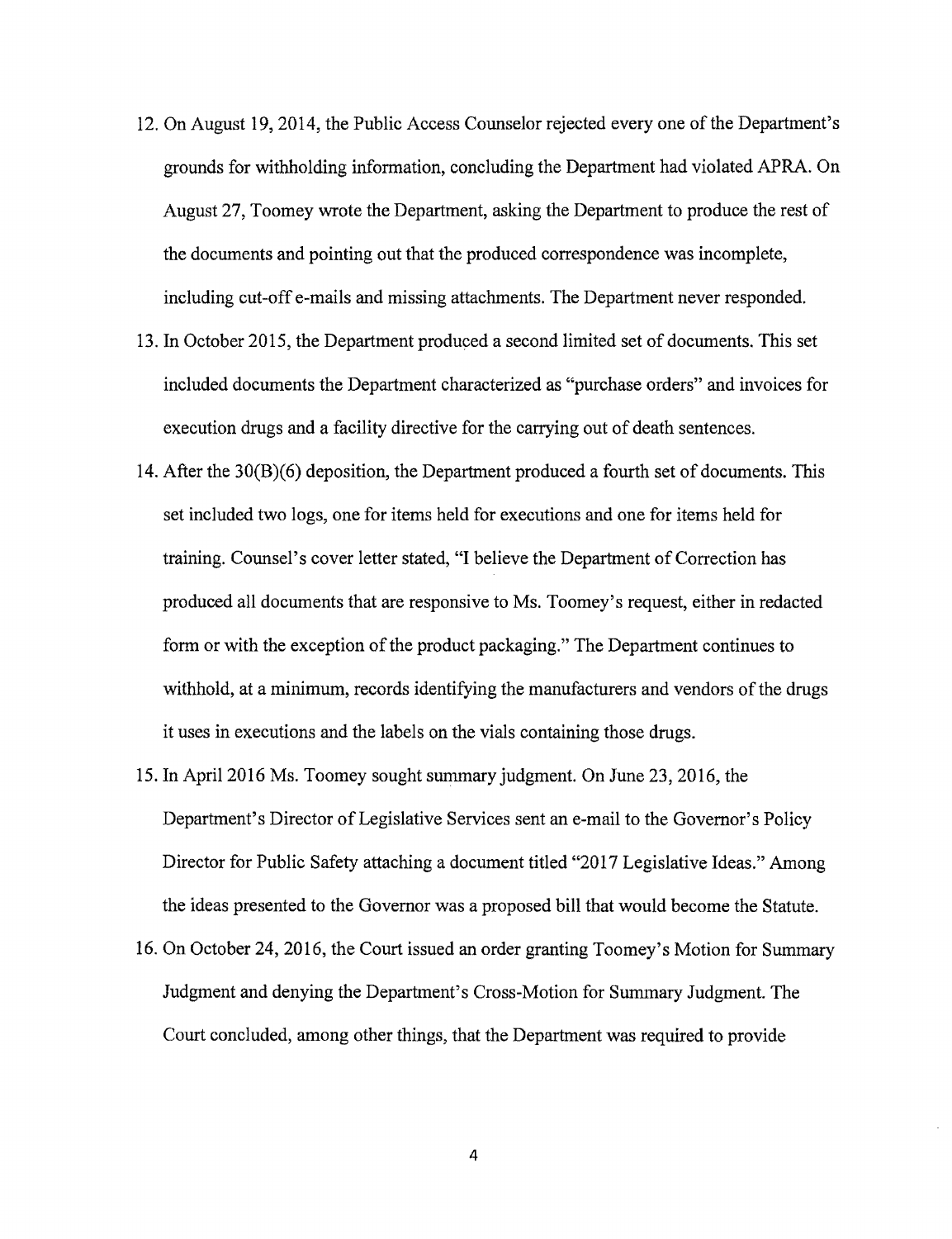12. On August 19, 2014, the Public Access Counselor rejected every one of the Department's grounds for withholding information, concluding the Department had violated APRA. On August 27, Toomey wrote the Department, asking the Department to produce the rest of the documents and pointing out that the produced correspondence was incomplete, including cut-off e-mails and missing attachments. The Department never responded.

13. In October 2015, the Department produced a second limited set of documents. This set included documents the Department characterized as "purchase orders" and invoices for execution drugs and a facility directive for the carrying out of death sentences.

14. After the 30(B)(6) deposition, the Department produced a fourth set of documents. This set included two logs, one for items held for executions and one for items held for training. Counsel's cover letter stated, "I believe the Department of Correction has produced all documents that are responsive to Ms. Toomey's request, either in redacted form or with the exception of the product packaging." The Department continues to withhold, at a minimum, records identifying the manufacturers and vendors of the drugs it uses in executions and the labels on the vials containing those drugs.

15. In April 2016 Ms. Toomey sought summary judgment. On June 23, 2016, the Department's Director of Legislative Services sent an e-mail to the Governor's Policy Director for Public Safety attaching a document titled "2017 Legislative Ideas." Among the ideas presented to the Governor was a proposed bill that would become the Statute.

16. On October 24, 2016, the Court issued an order granting Toomey's Motion for Summary Judgment and denying the Department's Cross-Motion for Summary Judgment. The Court concluded, among other things, that the Department was required to provide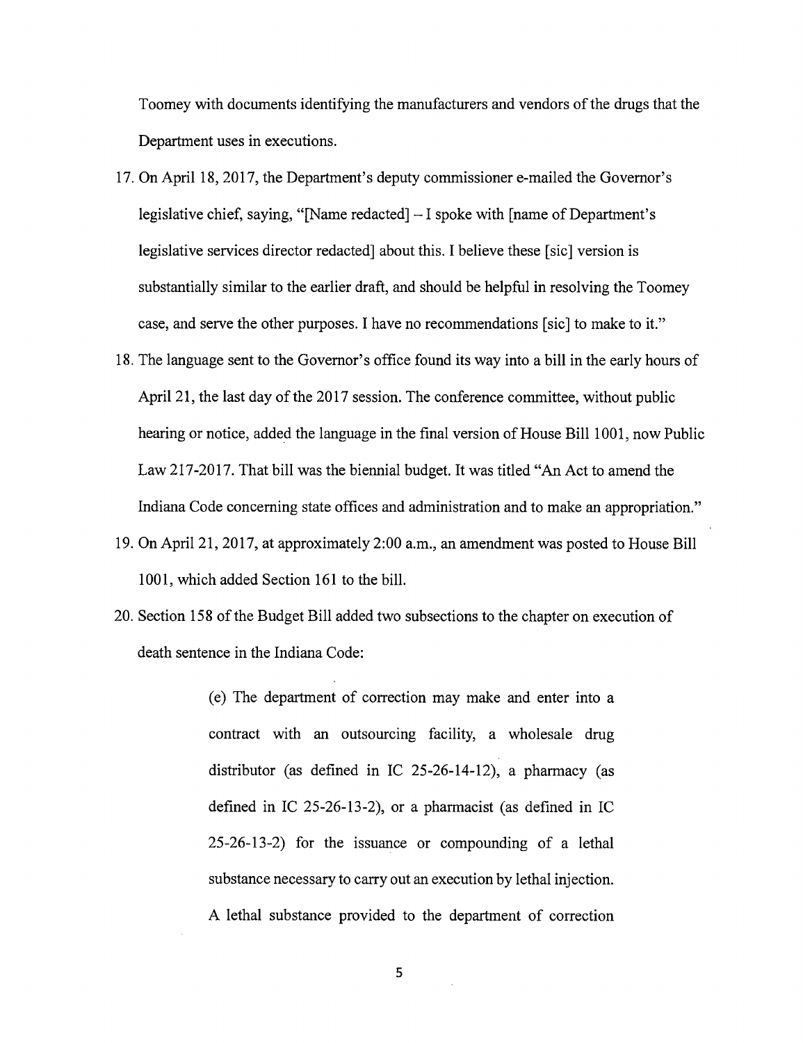Toomey with documents identifying the manufacturers and vendors of the drugs that the Department uses in executions.

17. On April 18, 2017, the Department's deputy commissioner e-mailed the Governor's legislative chief, saying, "[Name redacted] – I spoke with [name of Department's legislative services director redacted] about this. I believe these [sic] version is substantially similar to the earlier draft, and should be helpful in resolving the Toomey case, and serve the other purposes. I have no recommendations [sic] to make to it."
18. The language sent to the Governor's office found its way into a bill in the early hours of April 21, the last day of the 2017 session. The conference committee, without public hearing or notice, added the language in the final version of House Bill 1001, now Public Law 217-2017. That bill was the biennial budget. It was titled "An Act to amend the Indiana Code concerning state offices and administration and to make an appropriation."
19. On April 21, 2017, at approximately 2:00 a.m., an amendment was posted to House Bill 1001, which added Section 161 to the bill.
20. Section 158 of the Budget Bill added two subsections to the chapter on execution of death sentence in the Indiana Code:

> (e) The department of correction may make and enter into a contract with an outsourcing facility, a wholesale drug distributor (as defined in IC 25-26-14-12), a pharmacy (as defined in IC 25-26-13-2), or a pharmacist (as defined in IC 25-26-13-2) for the issuance or compounding of a lethal substance necessary to carry out an execution by lethal injection. A lethal substance provided to the department of correction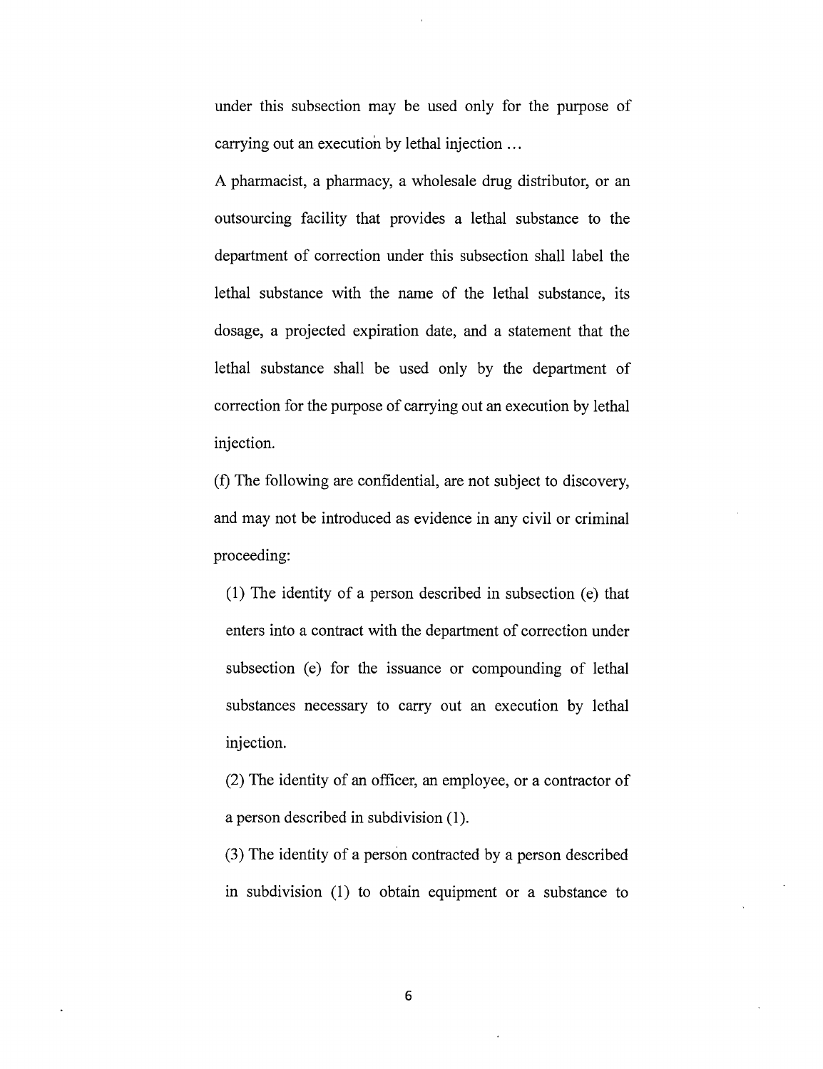under this subsection may be used only for the purpose of carrying out an execution by lethal injection …

A pharmacist, a pharmacy, a wholesale drug distributor, or an outsourcing facility that provides a lethal substance to the department of correction under this subsection shall label the lethal substance with the name of the lethal substance, its dosage, a projected expiration date, and a statement that the lethal substance shall be used only by the department of correction for the purpose of carrying out an execution by lethal injection.

(f) The following are confidential, are not subject to discovery, and may not be introduced as evidence in any civil or criminal proceeding:

(1) The identity of a person described in subsection (e) that enters into a contract with the department of correction under subsection (e) for the issuance or compounding of lethal substances necessary to carry out an execution by lethal injection.

(2) The identity of an officer, an employee, or a contractor of a person described in subdivision (1).

(3) The identity of a person contracted by a person described in subdivision (1) to obtain equipment or a substance to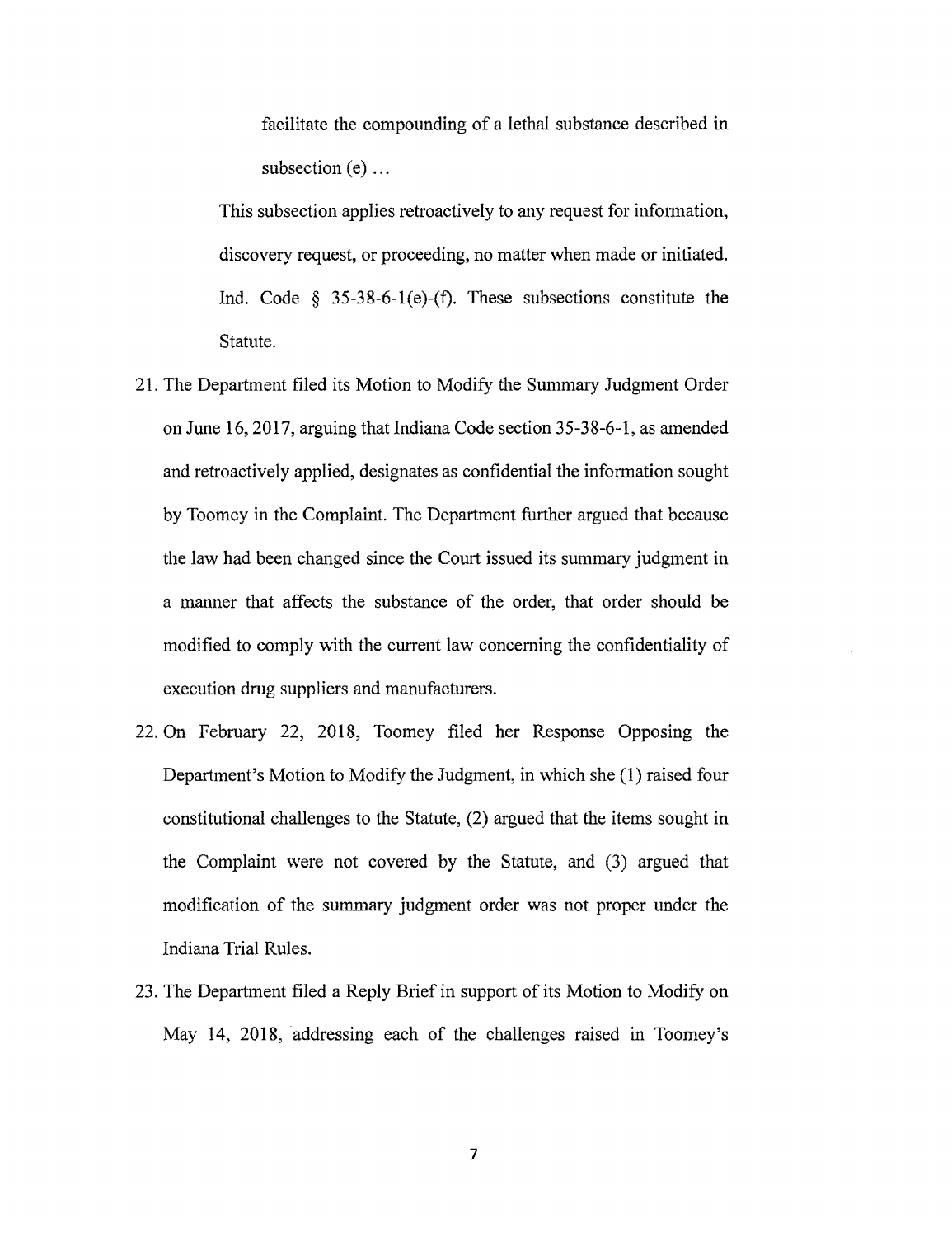> facilitate the compounding of a lethal substance described in subsection (e) ...

This subsection applies retroactively to any request for information, discovery request, or proceeding, no matter when made or initiated. Ind. Code § 35-38-6-1(e)-(f). These subsections constitute the Statute.

21. The Department filed its Motion to Modify the Summary Judgment Order on June 16, 2017, arguing that Indiana Code section 35-38-6-1, as amended and retroactively applied, designates as confidential the information sought by Toomey in the Complaint. The Department further argued that because the law had been changed since the Court issued its summary judgment in a manner that affects the substance of the order, that order should be modified to comply with the current law concerning the confidentiality of execution drug suppliers and manufacturers.

22. On February 22, 2018, Toomey filed her Response Opposing the Department's Motion to Modify the Judgment, in which she (1) raised four constitutional challenges to the Statute, (2) argued that the items sought in the Complaint were not covered by the Statute, and (3) argued that modification of the summary judgment order was not proper under the Indiana Trial Rules.

23. The Department filed a Reply Brief in support of its Motion to Modify on May 14, 2018, addressing each of the challenges raised in Toomey's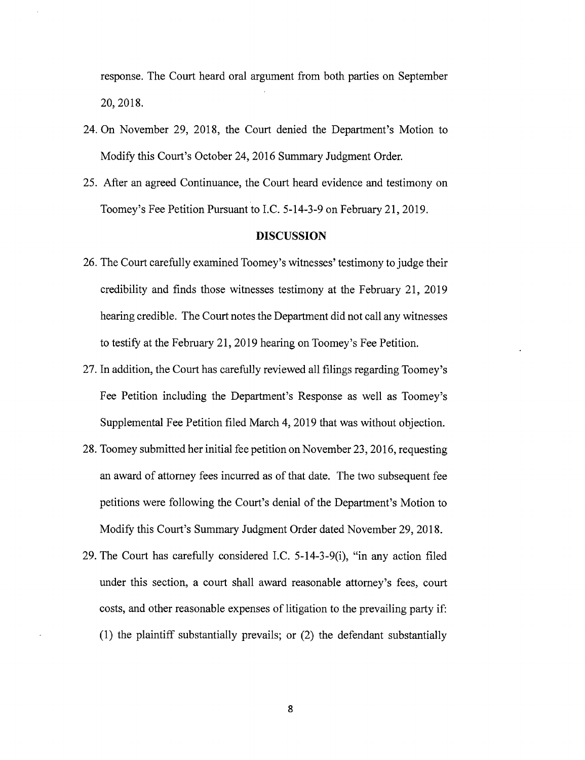response. The Court heard oral argument from both parties on September 20, 2018.

24. On November 29, 2018, the Court denied the Department's Motion to Modify this Court's October 24, 2016 Summary Judgment Order.

25. After an agreed Continuance, the Court heard evidence and testimony on Toomey's Fee Petition Pursuant to I.C. 5-14-3-9 on February 21, 2019.

## DISCUSSION

26. The Court carefully examined Toomey's witnesses' testimony to judge their credibility and finds those witnesses testimony at the February 21, 2019 hearing credible. The Court notes the Department did not call any witnesses to testify at the February 21, 2019 hearing on Toomey's Fee Petition.

27. In addition, the Court has carefully reviewed all filings regarding Toomey's Fee Petition including the Department's Response as well as Toomey's Supplemental Fee Petition filed March 4, 2019 that was without objection.

28. Toomey submitted her initial fee petition on November 23, 2016, requesting an award of attorney fees incurred as of that date. The two subsequent fee petitions were following the Court's denial of the Department's Motion to Modify this Court's Summary Judgment Order dated November 29, 2018.

29. The Court has carefully considered I.C. 5-14-3-9(i), "in any action filed under this section, a court shall award reasonable attorney's fees, court costs, and other reasonable expenses of litigation to the prevailing party if: (1) the plaintiff substantially prevails; or (2) the defendant substantially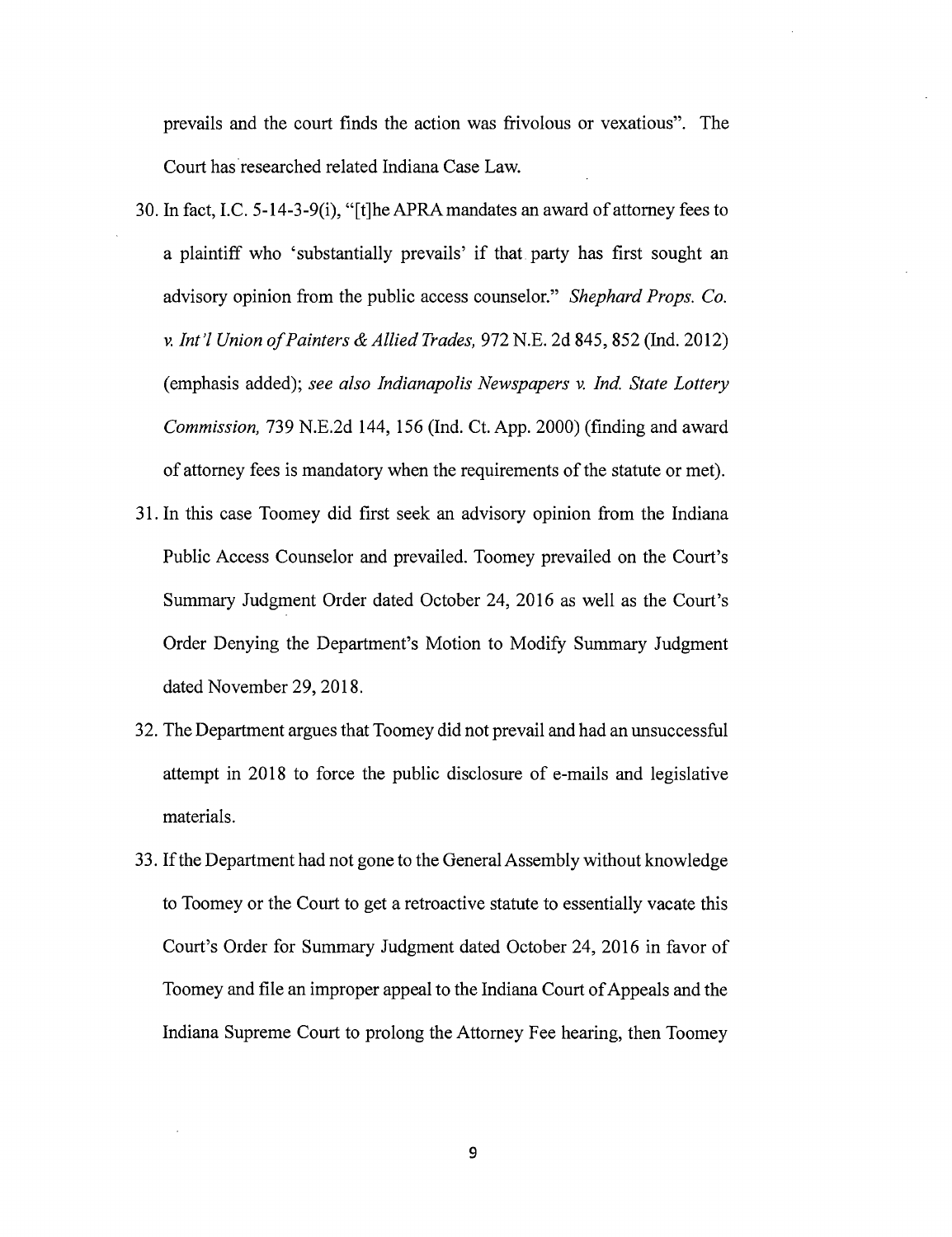prevails and the court finds the action was frivolous or vexatious". The Court has researched related Indiana Case Law.

30. In fact, I.C. 5-14-3-9(i), "[t]he APRA mandates an award of attorney fees to a plaintiff who 'substantially prevails' if that party has first sought an advisory opinion from the public access counselor." *Shephard Props. Co. v. Int'l Union of Painters & Allied Trades,* 972 N.E. 2d 845, 852 (Ind. 2012) (emphasis added); *see also Indianapolis Newspapers v. Ind. State Lottery Commission,* 739 N.E.2d 144, 156 (Ind. Ct. App. 2000) (finding and award of attorney fees is mandatory when the requirements of the statute or met).

31. In this case Toomey did first seek an advisory opinion from the Indiana Public Access Counselor and prevailed. Toomey prevailed on the Court's Summary Judgment Order dated October 24, 2016 as well as the Court's Order Denying the Department's Motion to Modify Summary Judgment dated November 29, 2018.

32. The Department argues that Toomey did not prevail and had an unsuccessful attempt in 2018 to force the public disclosure of e-mails and legislative materials.

33. If the Department had not gone to the General Assembly without knowledge to Toomey or the Court to get a retroactive statute to essentially vacate this Court's Order for Summary Judgment dated October 24, 2016 in favor of Toomey and file an improper appeal to the Indiana Court of Appeals and the Indiana Supreme Court to prolong the Attorney Fee hearing, then Toomey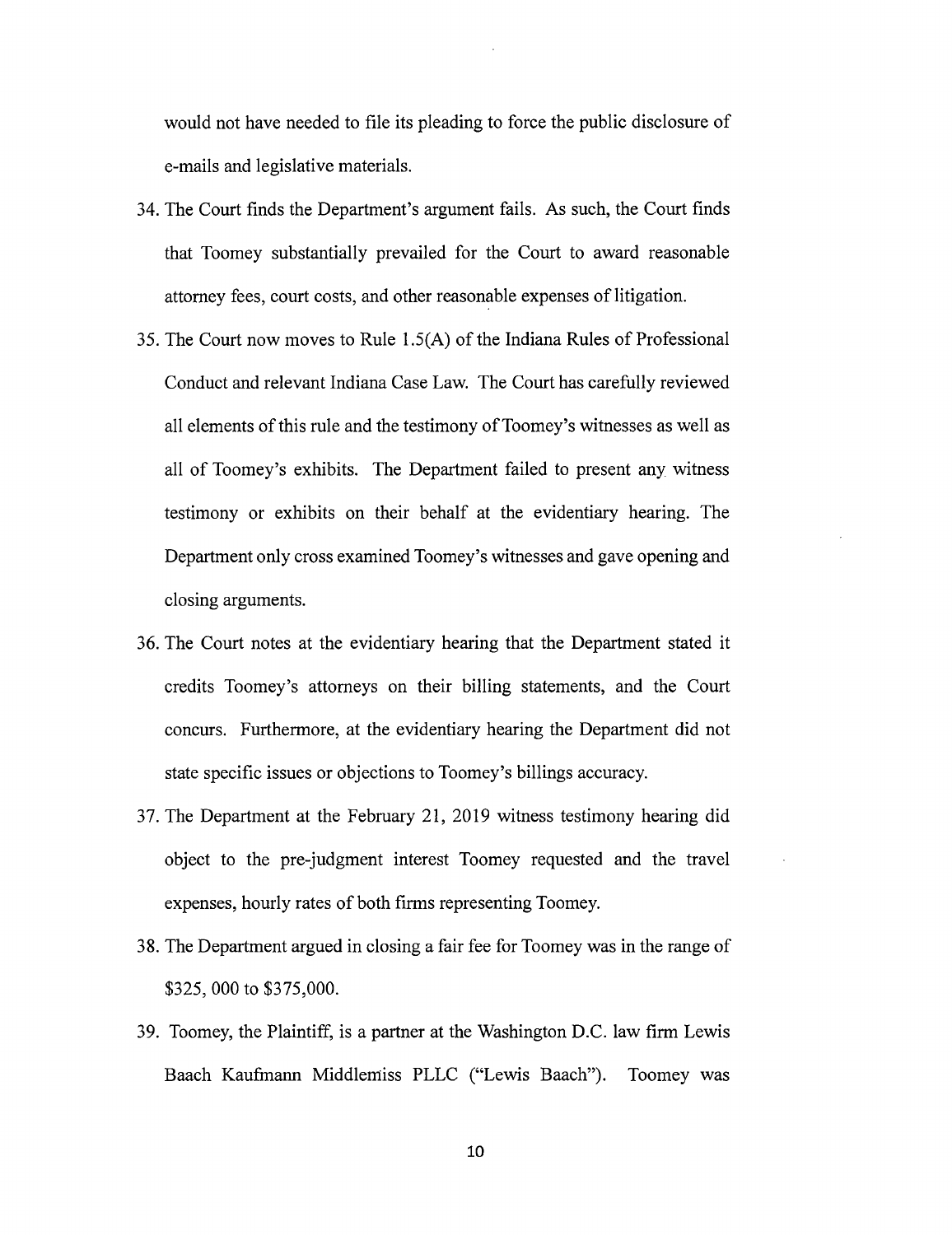would not have needed to file its pleading to force the public disclosure of e-mails and legislative materials.

34. The Court finds the Department's argument fails. As such, the Court finds that Toomey substantially prevailed for the Court to award reasonable attorney fees, court costs, and other reasonable expenses of litigation.

35. The Court now moves to Rule 1.5(A) of the Indiana Rules of Professional Conduct and relevant Indiana Case Law. The Court has carefully reviewed all elements of this rule and the testimony of Toomey's witnesses as well as all of Toomey's exhibits. The Department failed to present any witness testimony or exhibits on their behalf at the evidentiary hearing. The Department only cross examined Toomey's witnesses and gave opening and closing arguments.

36. The Court notes at the evidentiary hearing that the Department stated it credits Toomey's attorneys on their billing statements, and the Court concurs. Furthermore, at the evidentiary hearing the Department did not state specific issues or objections to Toomey's billings accuracy.

37. The Department at the February 21, 2019 witness testimony hearing did object to the pre-judgment interest Toomey requested and the travel expenses, hourly rates of both firms representing Toomey.

38. The Department argued in closing a fair fee for Toomey was in the range of $325, 000 to $375,000.

39. Toomey, the Plaintiff, is a partner at the Washington D.C. law firm Lewis Baach Kaufmann Middlemiss PLLC ("Lewis Baach"). Toomey was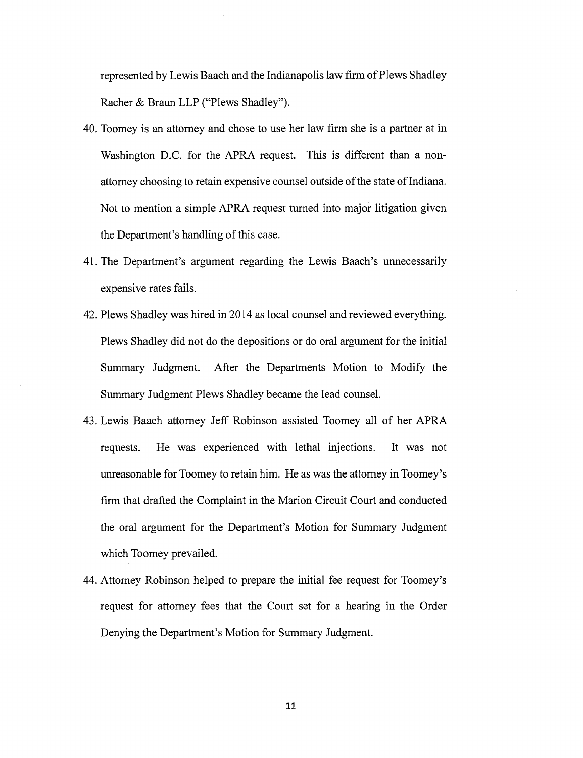represented by Lewis Baach and the Indianapolis law firm of Plews Shadley Racher & Braun LLP ("Plews Shadley").

40. Toomey is an attorney and chose to use her law firm she is a partner at in Washington D.C. for the APRA request. This is different than a non-attorney choosing to retain expensive counsel outside of the state of Indiana. Not to mention a simple APRA request turned into major litigation given the Department's handling of this case.

41. The Department's argument regarding the Lewis Baach's unnecessarily expensive rates fails.

42. Plews Shadley was hired in 2014 as local counsel and reviewed everything. Plews Shadley did not do the depositions or do oral argument for the initial Summary Judgment. After the Departments Motion to Modify the Summary Judgment Plews Shadley became the lead counsel.

43. Lewis Baach attorney Jeff Robinson assisted Toomey all of her APRA requests. He was experienced with lethal injections. It was not unreasonable for Toomey to retain him. He as was the attorney in Toomey's firm that drafted the Complaint in the Marion Circuit Court and conducted the oral argument for the Department's Motion for Summary Judgment which Toomey prevailed.

44. Attorney Robinson helped to prepare the initial fee request for Toomey's request for attorney fees that the Court set for a hearing in the Order Denying the Department's Motion for Summary Judgment.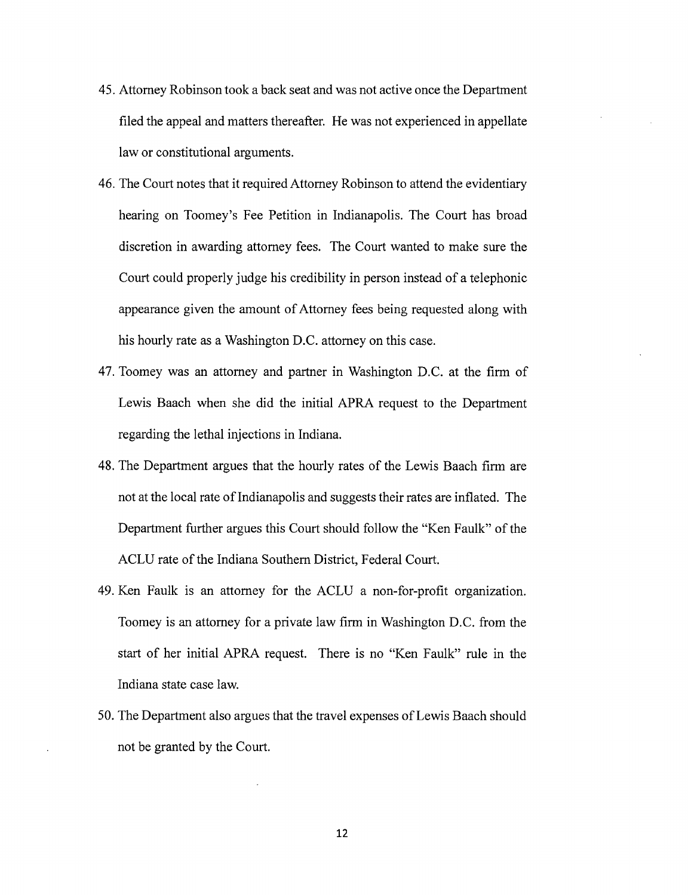45. Attorney Robinson took a back seat and was not active once the Department filed the appeal and matters thereafter. He was not experienced in appellate law or constitutional arguments.

46. The Court notes that it required Attorney Robinson to attend the evidentiary hearing on Toomey's Fee Petition in Indianapolis. The Court has broad discretion in awarding attorney fees. The Court wanted to make sure the Court could properly judge his credibility in person instead of a telephonic appearance given the amount of Attorney fees being requested along with his hourly rate as a Washington D.C. attorney on this case.

47. Toomey was an attorney and partner in Washington D.C. at the firm of Lewis Baach when she did the initial APRA request to the Department regarding the lethal injections in Indiana.

48. The Department argues that the hourly rates of the Lewis Baach firm are not at the local rate of Indianapolis and suggests their rates are inflated. The Department further argues this Court should follow the "Ken Faulk" of the ACLU rate of the Indiana Southern District, Federal Court.

49. Ken Faulk is an attorney for the ACLU a non-for-profit organization. Toomey is an attorney for a private law firm in Washington D.C. from the start of her initial APRA request. There is no "Ken Faulk" rule in the Indiana state case law.

50. The Department also argues that the travel expenses of Lewis Baach should not be granted by the Court.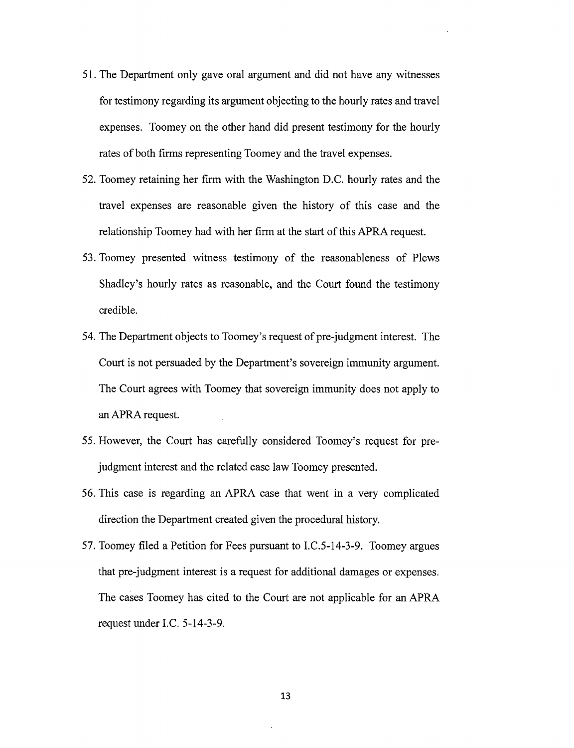51. The Department only gave oral argument and did not have any witnesses for testimony regarding its argument objecting to the hourly rates and travel expenses. Toomey on the other hand did present testimony for the hourly rates of both firms representing Toomey and the travel expenses.

52. Toomey retaining her firm with the Washington D.C. hourly rates and the travel expenses are reasonable given the history of this case and the relationship Toomey had with her firm at the start of this APRA request.

53. Toomey presented witness testimony of the reasonableness of Plews Shadley's hourly rates as reasonable, and the Court found the testimony credible.

54. The Department objects to Toomey's request of pre-judgment interest. The Court is not persuaded by the Department's sovereign immunity argument. The Court agrees with Toomey that sovereign immunity does not apply to an APRA request.

55. However, the Court has carefully considered Toomey's request for pre-judgment interest and the related case law Toomey presented.

56. This case is regarding an APRA case that went in a very complicated direction the Department created given the procedural history.

57. Toomey filed a Petition for Fees pursuant to I.C.5-14-3-9. Toomey argues that pre-judgment interest is a request for additional damages or expenses. The cases Toomey has cited to the Court are not applicable for an APRA request under I.C. 5-14-3-9.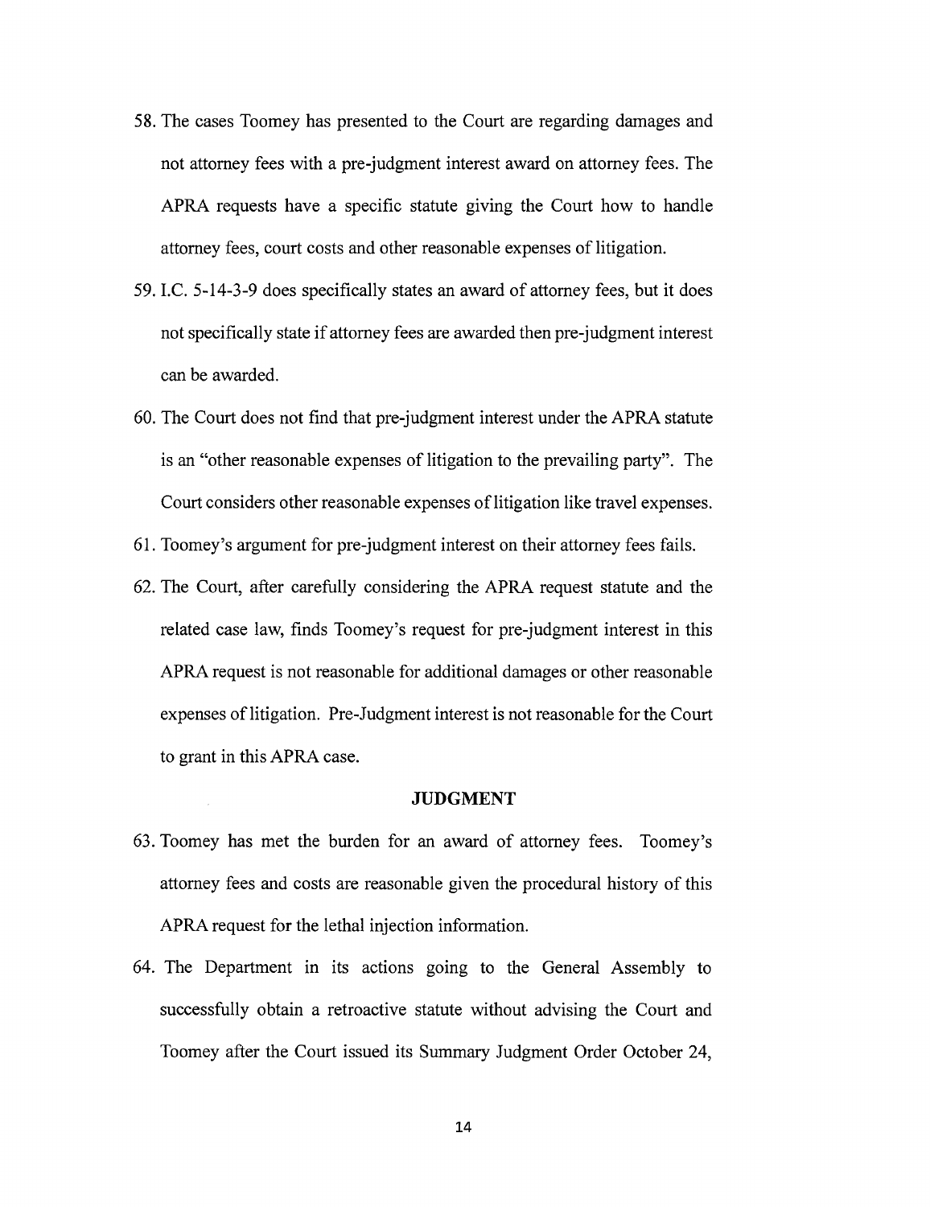58. The cases Toomey has presented to the Court are regarding damages and not attorney fees with a pre-judgment interest award on attorney fees. The APRA requests have a specific statute giving the Court how to handle attorney fees, court costs and other reasonable expenses of litigation.

59. I.C. 5-14-3-9 does specifically states an award of attorney fees, but it does not specifically state if attorney fees are awarded then pre-judgment interest can be awarded.

60. The Court does not find that pre-judgment interest under the APRA statute is an "other reasonable expenses of litigation to the prevailing party". The Court considers other reasonable expenses of litigation like travel expenses.

61. Toomey's argument for pre-judgment interest on their attorney fees fails.

62. The Court, after carefully considering the APRA request statute and the related case law, finds Toomey's request for pre-judgment interest in this APRA request is not reasonable for additional damages or other reasonable expenses of litigation. Pre-Judgment interest is not reasonable for the Court to grant in this APRA case.

## JUDGMENT

63. Toomey has met the burden for an award of attorney fees. Toomey's attorney fees and costs are reasonable given the procedural history of this APRA request for the lethal injection information.

64. The Department in its actions going to the General Assembly to successfully obtain a retroactive statute without advising the Court and Toomey after the Court issued its Summary Judgment Order October 24,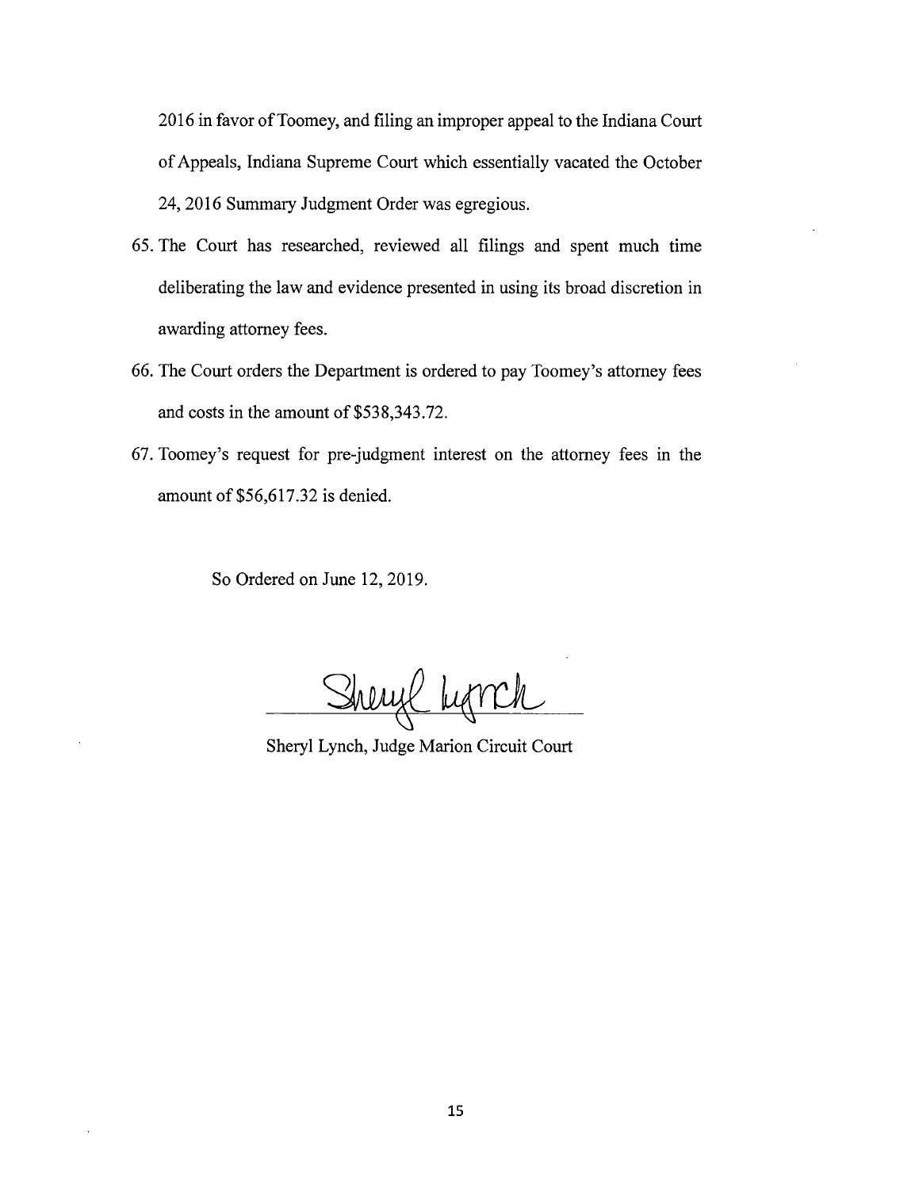2016 in favor of Toomey, and filing an improper appeal to the Indiana Court of Appeals, Indiana Supreme Court which essentially vacated the October 24, 2016 Summary Judgment Order was egregious.

65. The Court has researched, reviewed all filings and spent much time deliberating the law and evidence presented in using its broad discretion in awarding attorney fees.

66. The Court orders the Department is ordered to pay Toomey's attorney fees and costs in the amount of $538,343.72.

67. Toomey's request for pre-judgment interest on the attorney fees in the amount of $56,617.32 is denied.

So Ordered on June 12, 2019.

Sheryl Lynch

Sheryl Lynch, Judge Marion Circuit Court